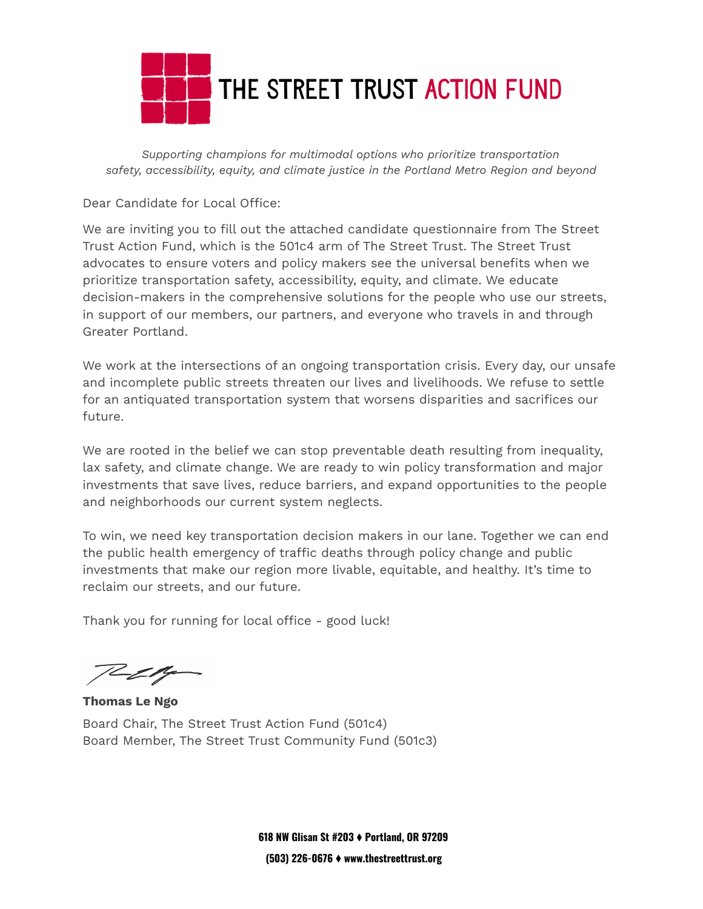# THE STREET TRUST ACTION FUND

*Supporting champions for multimodal options who prioritize transportation safety, accessibility, equity, and climate justice in the Portland Metro Region and beyond*

Dear Candidate for Local Office:

We are inviting you to fill out the attached candidate questionnaire from The Street Trust Action Fund, which is the 501c4 arm of The Street Trust. The Street Trust advocates to ensure voters and policy makers see the universal benefits when we prioritize transportation safety, accessibility, equity, and climate. We educate decision-makers in the comprehensive solutions for the people who use our streets, in support of our members, our partners, and everyone who travels in and through Greater Portland.

We work at the intersections of an ongoing transportation crisis. Every day, our unsafe and incomplete public streets threaten our lives and livelihoods. We refuse to settle for an antiquated transportation system that worsens disparities and sacrifices our future.

We are rooted in the belief we can stop preventable death resulting from inequality, lax safety, and climate change. We are ready to win policy transformation and major investments that save lives, reduce barriers, and expand opportunities to the people and neighborhoods our current system neglects.

To win, we need key transportation decision makers in our lane. Together we can end the public health emergency of traffic deaths through policy change and public investments that make our region more livable, equitable, and healthy. It's time to reclaim our streets, and our future.

Thank you for running for local office - good luck!

**Thomas Le Ngo**
Board Chair, The Street Trust Action Fund (501c4)
Board Member, The Street Trust Community Fund (501c3)

**618 NW Glisan St #203 ♦ Portland, OR 97209**
**(503) 226-0676 ♦ www.thestreettrust.org**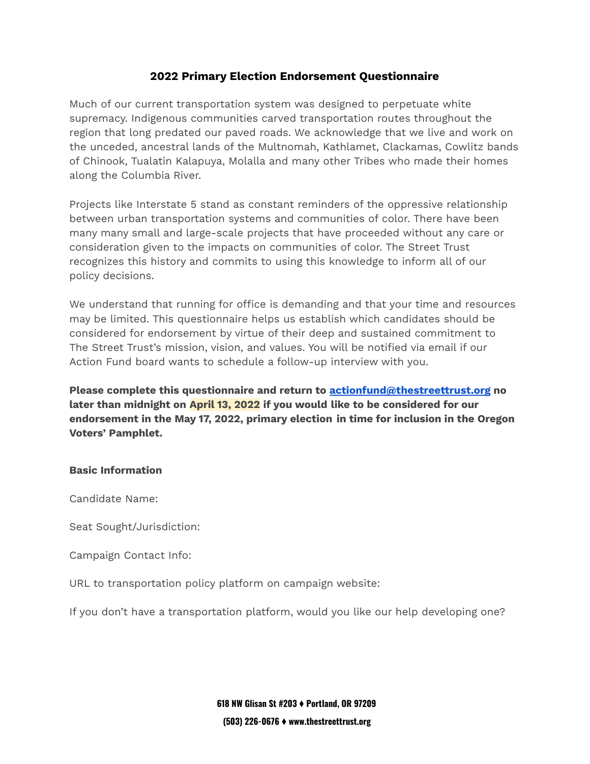## 2022 Primary Election Endorsement Questionnaire

Much of our current transportation system was designed to perpetuate white supremacy. Indigenous communities carved transportation routes throughout the region that long predated our paved roads. We acknowledge that we live and work on the unceded, ancestral lands of the Multnomah, Kathlamet, Clackamas, Cowlitz bands of Chinook, Tualatin Kalapuya, Molalla and many other Tribes who made their homes along the Columbia River.

Projects like Interstate 5 stand as constant reminders of the oppressive relationship between urban transportation systems and communities of color. There have been many many small and large-scale projects that have proceeded without any care or consideration given to the impacts on communities of color. The Street Trust recognizes this history and commits to using this knowledge to inform all of our policy decisions.

We understand that running for office is demanding and that your time and resources may be limited. This questionnaire helps us establish which candidates should be considered for endorsement by virtue of their deep and sustained commitment to The Street Trust's mission, vision, and values. You will be notified via email if our Action Fund board wants to schedule a follow-up interview with you.

**Please complete this questionnaire and return to actionfund@thestreettrust.org no later than midnight on April 13, 2022 if you would like to be considered for our endorsement in the May 17, 2022, primary election in time for inclusion in the Oregon Voters' Pamphlet.**

**Basic Information**

Candidate Name:

Seat Sought/Jurisdiction:

Campaign Contact Info:

URL to transportation policy platform on campaign website:

If you don't have a transportation platform, would you like our help developing one?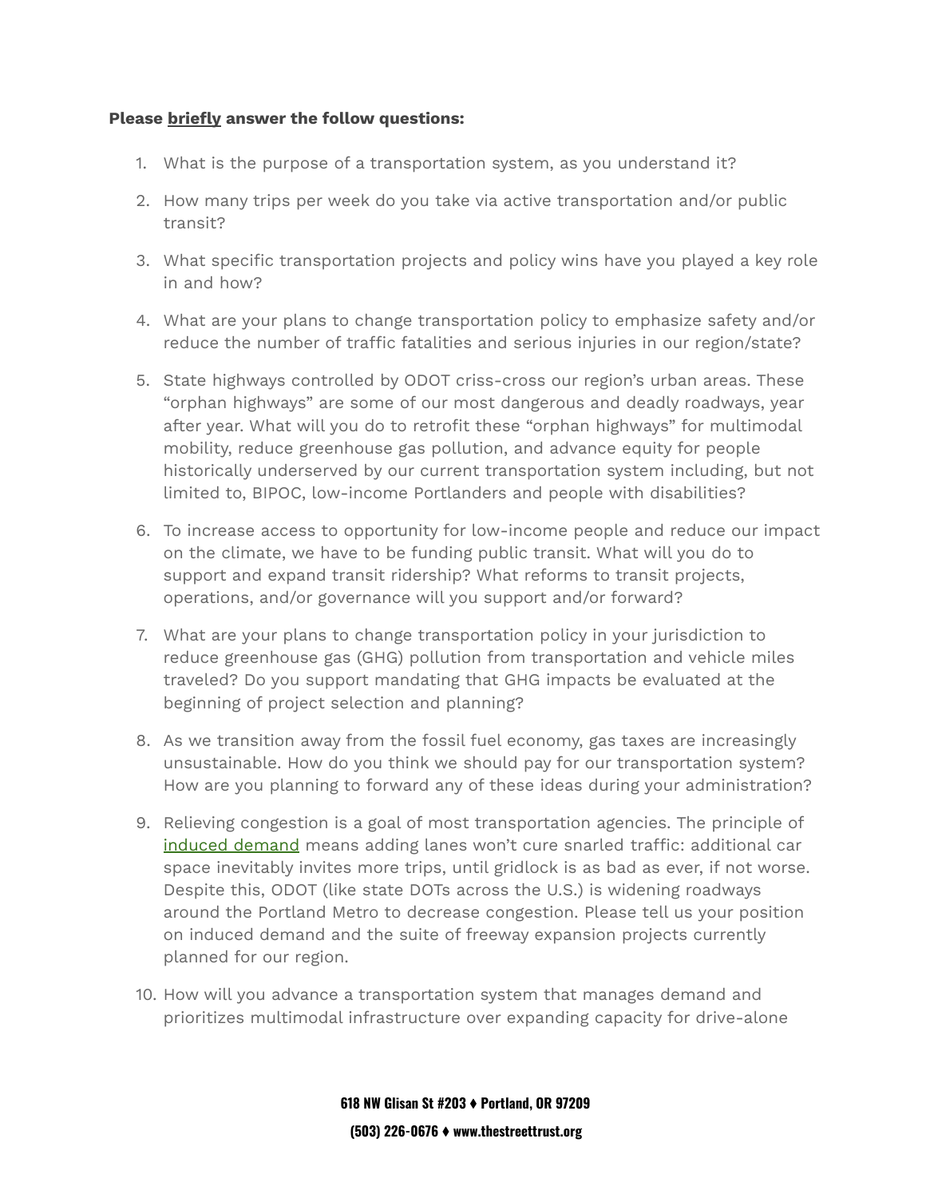**Please <u>briefly</u> answer the follow questions:**

1. What is the purpose of a transportation system, as you understand it?
2. How many trips per week do you take via active transportation and/or public transit?
3. What specific transportation projects and policy wins have you played a key role in and how?
4. What are your plans to change transportation policy to emphasize safety and/or reduce the number of traffic fatalities and serious injuries in our region/state?
5. State highways controlled by ODOT criss-cross our region's urban areas. These "orphan highways" are some of our most dangerous and deadly roadways, year after year. What will you do to retrofit these "orphan highways" for multimodal mobility, reduce greenhouse gas pollution, and advance equity for people historically underserved by our current transportation system including, but not limited to, BIPOC, low-income Portlanders and people with disabilities?
6. To increase access to opportunity for low-income people and reduce our impact on the climate, we have to be funding public transit. What will you do to support and expand transit ridership? What reforms to transit projects, operations, and/or governance will you support and/or forward?
7. What are your plans to change transportation policy in your jurisdiction to reduce greenhouse gas (GHG) pollution from transportation and vehicle miles traveled? Do you support mandating that GHG impacts be evaluated at the beginning of project selection and planning?
8. As we transition away from the fossil fuel economy, gas taxes are increasingly unsustainable. How do you think we should pay for our transportation system? How are you planning to forward any of these ideas during your administration?
9. Relieving congestion is a goal of most transportation agencies. The principle of induced demand means adding lanes won't cure snarled traffic: additional car space inevitably invites more trips, until gridlock is as bad as ever, if not worse. Despite this, ODOT (like state DOTs across the U.S.) is widening roadways around the Portland Metro to decrease congestion. Please tell us your position on induced demand and the suite of freeway expansion projects currently planned for our region.
10. How will you advance a transportation system that manages demand and prioritizes multimodal infrastructure over expanding capacity for drive-alone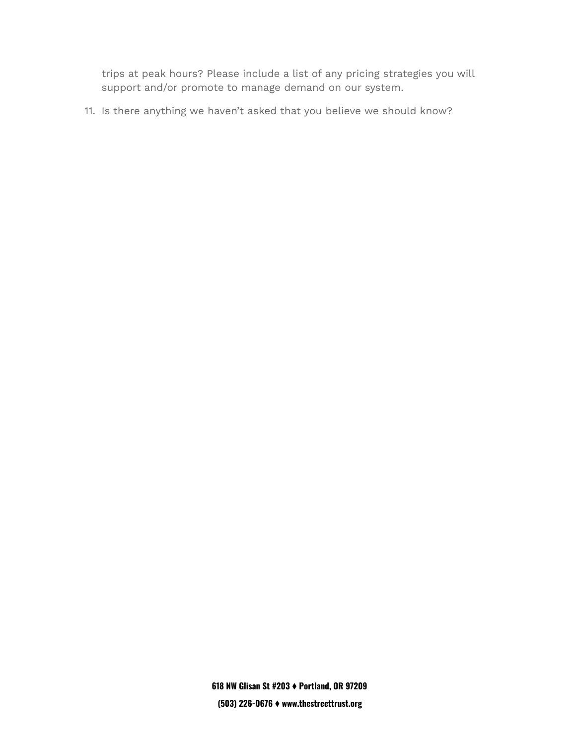trips at peak hours? Please include a list of any pricing strategies you will support and/or promote to manage demand on our system.

11. Is there anything we haven't asked that you believe we should know?